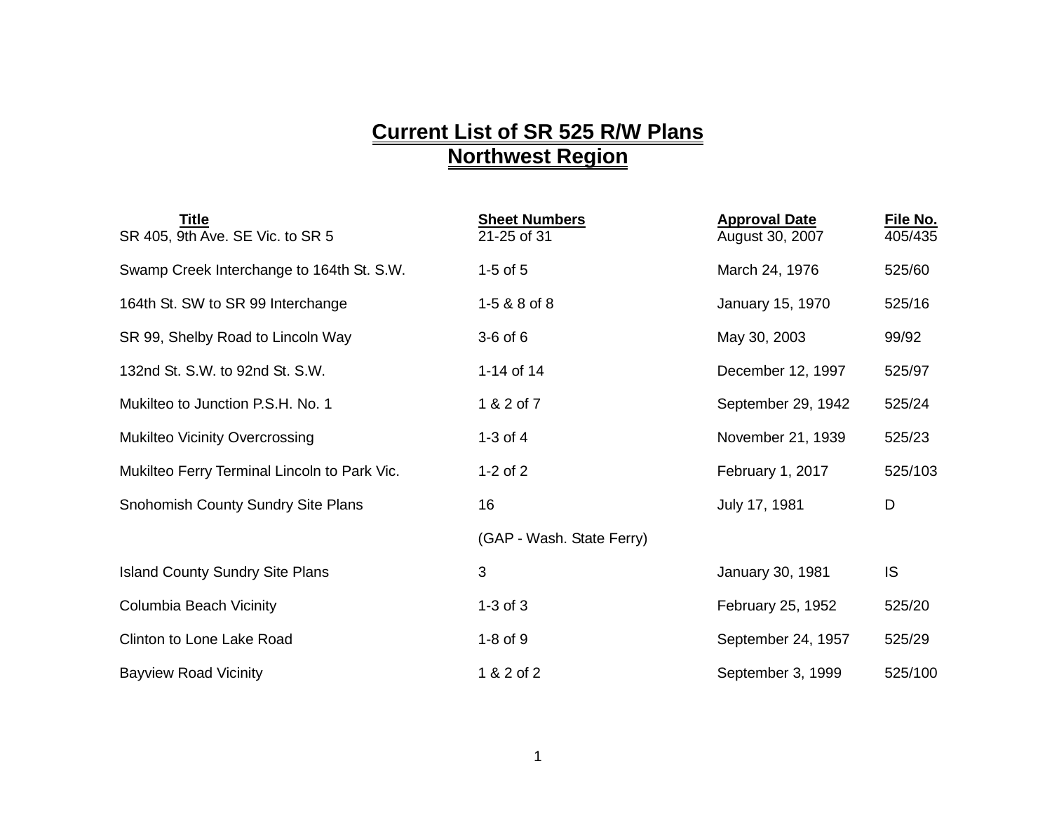# Current List of SR 525 R/W Plans
## Northwest Region

| Title | Sheet Numbers | Approval Date | File No. |
|---|---|---|---|
| SR 405, 9th Ave. SE Vic. to SR 5 | 21-25 of 31 | August 30, 2007 | 405/435 |
| Swamp Creek Interchange to 164th St. S.W. | 1-5 of 5 | March 24, 1976 | 525/60 |
| 164th St. SW to SR 99 Interchange | 1-5 & 8 of 8 | January 15, 1970 | 525/16 |
| SR 99, Shelby Road to Lincoln Way | 3-6 of 6 | May 30, 2003 | 99/92 |
| 132nd St. S.W. to 92nd St. S.W. | 1-14 of 14 | December 12, 1997 | 525/97 |
| Mukilteo to Junction P.S.H. No. 1 | 1 & 2 of 7 | September 29, 1942 | 525/24 |
| Mukilteo Vicinity Overcrossing | 1-3 of 4 | November 21, 1939 | 525/23 |
| Mukilteo Ferry Terminal Lincoln to Park Vic. | 1-2 of 2 | February 1, 2017 | 525/103 |
| Snohomish County Sundry Site Plans | 16 | July 17, 1981 | D |
| | (GAP - Wash. State Ferry) | | |
| Island County Sundry Site Plans | 3 | January 30, 1981 | IS |
| Columbia Beach Vicinity | 1-3 of 3 | February 25, 1952 | 525/20 |
| Clinton to Lone Lake Road | 1-8 of 9 | September 24, 1957 | 525/29 |
| Bayview Road Vicinity | 1 & 2 of 2 | September 3, 1999 | 525/100 |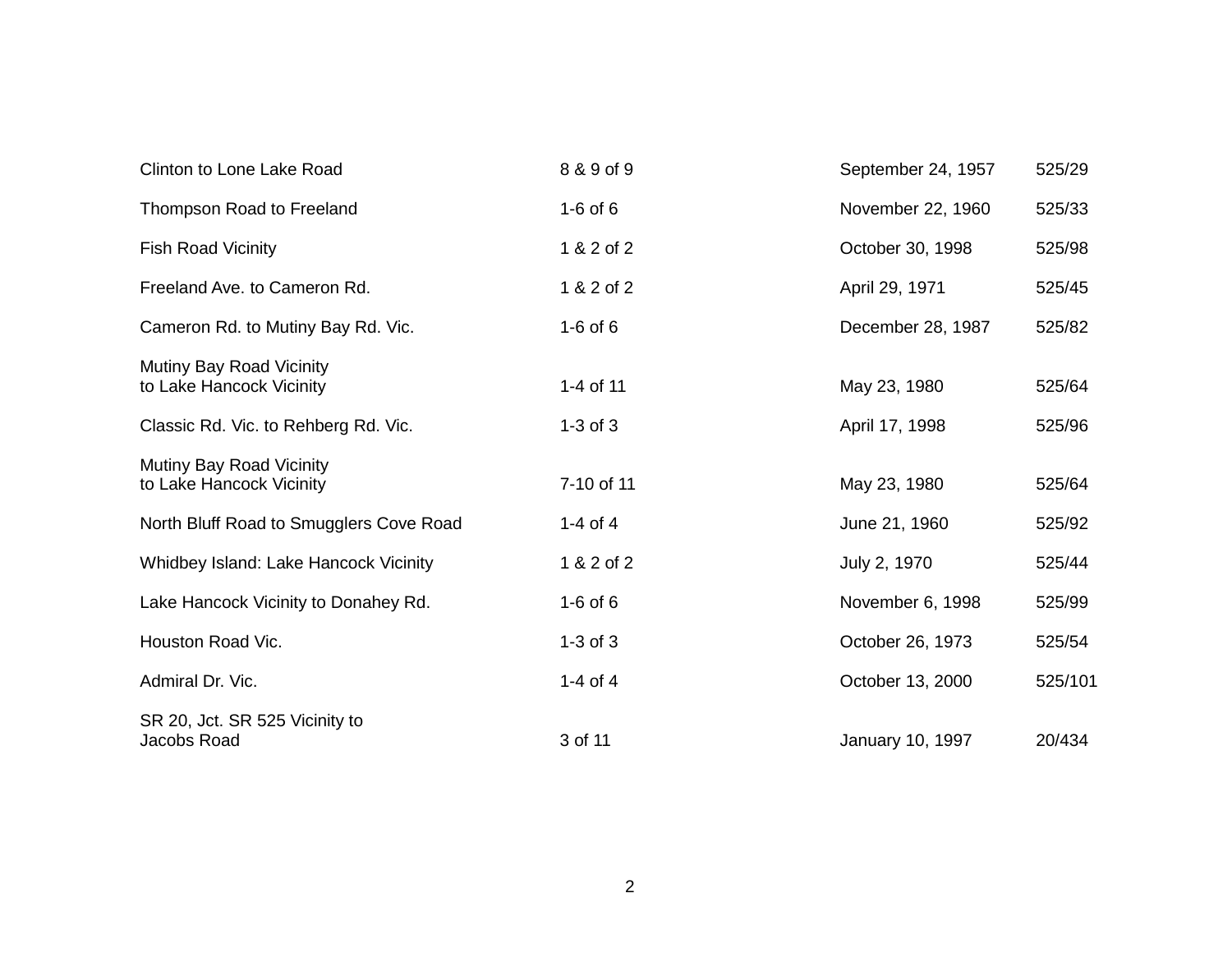| | | | |
|---|---|---|---|
| Clinton to Lone Lake Road | 8 & 9 of 9 | September 24, 1957 | 525/29 |
| Thompson Road to Freeland | 1-6 of 6 | November 22, 1960 | 525/33 |
| Fish Road Vicinity | 1 & 2 of 2 | October 30, 1998 | 525/98 |
| Freeland Ave. to Cameron Rd. | 1 & 2 of 2 | April 29, 1971 | 525/45 |
| Cameron Rd. to Mutiny Bay Rd. Vic. | 1-6 of 6 | December 28, 1987 | 525/82 |
| Mutiny Bay Road Vicinity to Lake Hancock Vicinity | 1-4 of 11 | May 23, 1980 | 525/64 |
| Classic Rd. Vic. to Rehberg Rd. Vic. | 1-3 of 3 | April 17, 1998 | 525/96 |
| Mutiny Bay Road Vicinity to Lake Hancock Vicinity | 7-10 of 11 | May 23, 1980 | 525/64 |
| North Bluff Road to Smugglers Cove Road | 1-4 of 4 | June 21, 1960 | 525/92 |
| Whidbey Island: Lake Hancock Vicinity | 1 & 2 of 2 | July 2, 1970 | 525/44 |
| Lake Hancock Vicinity to Donahey Rd. | 1-6 of 6 | November 6, 1998 | 525/99 |
| Houston Road Vic. | 1-3 of 3 | October 26, 1973 | 525/54 |
| Admiral Dr. Vic. | 1-4 of 4 | October 13, 2000 | 525/101 |
| SR 20, Jct. SR 525 Vicinity to Jacobs Road | 3 of 11 | January 10, 1997 | 20/434 |